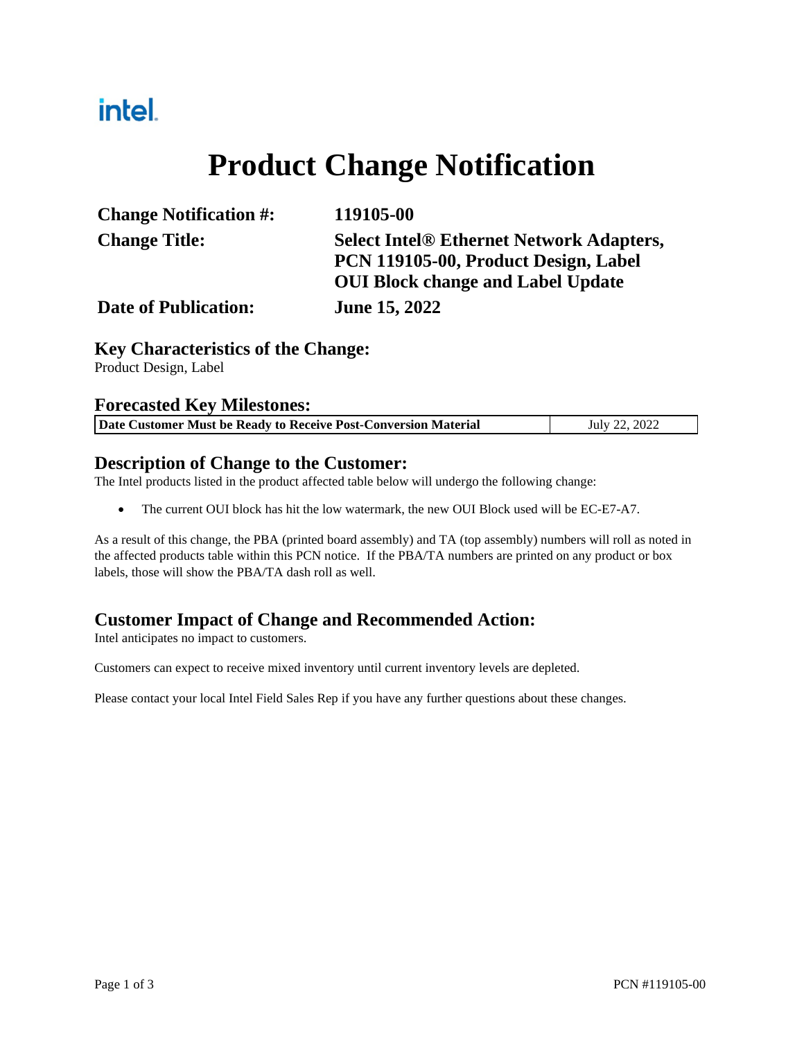intel.

# Product Change Notification

| | |
|---|---|
| **Change Notification #:** | **119105-00** |
| **Change Title:** | **Select Intel® Ethernet Network Adapters, PCN 119105-00, Product Design, Label OUI Block change and Label Update** |
| **Date of Publication:** | **June 15, 2022** |

## Key Characteristics of the Change:

Product Design, Label

## Forecasted Key Milestones:

| **Date Customer Must be Ready to Receive Post-Conversion Material** | July 22, 2022 |
|---|---|

## Description of Change to the Customer:

The Intel products listed in the product affected table below will undergo the following change:

- The current OUI block has hit the low watermark, the new OUI Block used will be EC-E7-A7.

As a result of this change, the PBA (printed board assembly) and TA (top assembly) numbers will roll as noted in the affected products table within this PCN notice. If the PBA/TA numbers are printed on any product or box labels, those will show the PBA/TA dash roll as well.

## Customer Impact of Change and Recommended Action:

Intel anticipates no impact to customers.

Customers can expect to receive mixed inventory until current inventory levels are depleted.

Please contact your local Intel Field Sales Rep if you have any further questions about these changes.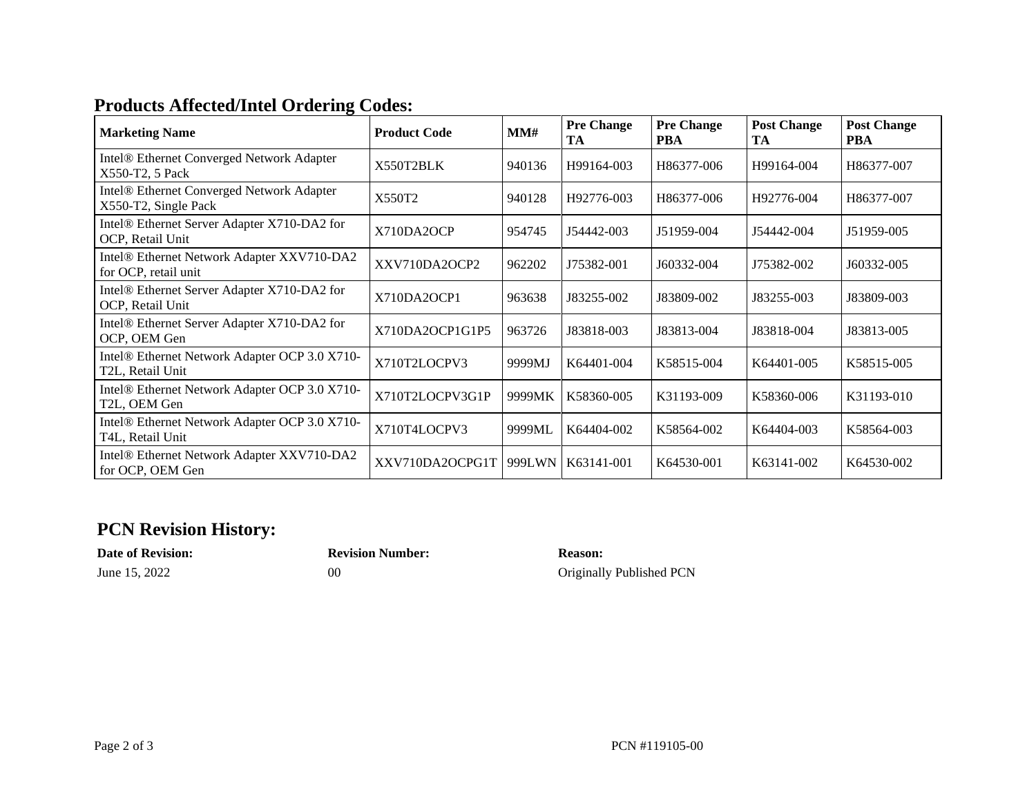## Products Affected/Intel Ordering Codes:

| Marketing Name | Product Code | MM# | Pre Change TA | Pre Change PBA | Post Change TA | Post Change PBA |
|---|---|---|---|---|---|---|
| Intel® Ethernet Converged Network Adapter X550-T2, 5 Pack | X550T2BLK | 940136 | H99164-003 | H86377-006 | H99164-004 | H86377-007 |
| Intel® Ethernet Converged Network Adapter X550-T2, Single Pack | X550T2 | 940128 | H92776-003 | H86377-006 | H92776-004 | H86377-007 |
| Intel® Ethernet Server Adapter X710-DA2 for OCP, Retail Unit | X710DA2OCP | 954745 | J54442-003 | J51959-004 | J54442-004 | J51959-005 |
| Intel® Ethernet Network Adapter XXV710-DA2 for OCP, retail unit | XXV710DA2OCP2 | 962202 | J75382-001 | J60332-004 | J75382-002 | J60332-005 |
| Intel® Ethernet Server Adapter X710-DA2 for OCP, Retail Unit | X710DA2OCP1 | 963638 | J83255-002 | J83809-002 | J83255-003 | J83809-003 |
| Intel® Ethernet Server Adapter X710-DA2 for OCP, OEM Gen | X710DA2OCP1G1P5 | 963726 | J83818-003 | J83813-004 | J83818-004 | J83813-005 |
| Intel® Ethernet Network Adapter OCP 3.0 X710-T2L, Retail Unit | X710T2LOCPV3 | 9999MJ | K64401-004 | K58515-004 | K64401-005 | K58515-005 |
| Intel® Ethernet Network Adapter OCP 3.0 X710-T2L, OEM Gen | X710T2LOCPV3G1P | 9999MK | K58360-005 | K31193-009 | K58360-006 | K31193-010 |
| Intel® Ethernet Network Adapter OCP 3.0 X710-T4L, Retail Unit | X710T4LOCPV3 | 9999ML | K64404-002 | K58564-002 | K64404-003 | K58564-003 |
| Intel® Ethernet Network Adapter XXV710-DA2 for OCP, OEM Gen | XXV710DA2OCPG1T | 999LWN | K63141-001 | K64530-001 | K63141-002 | K64530-002 |

## PCN Revision History:

| Date of Revision: | Revision Number: | Reason: |
|---|---|---|
| June 15, 2022 | 00 | Originally Published PCN |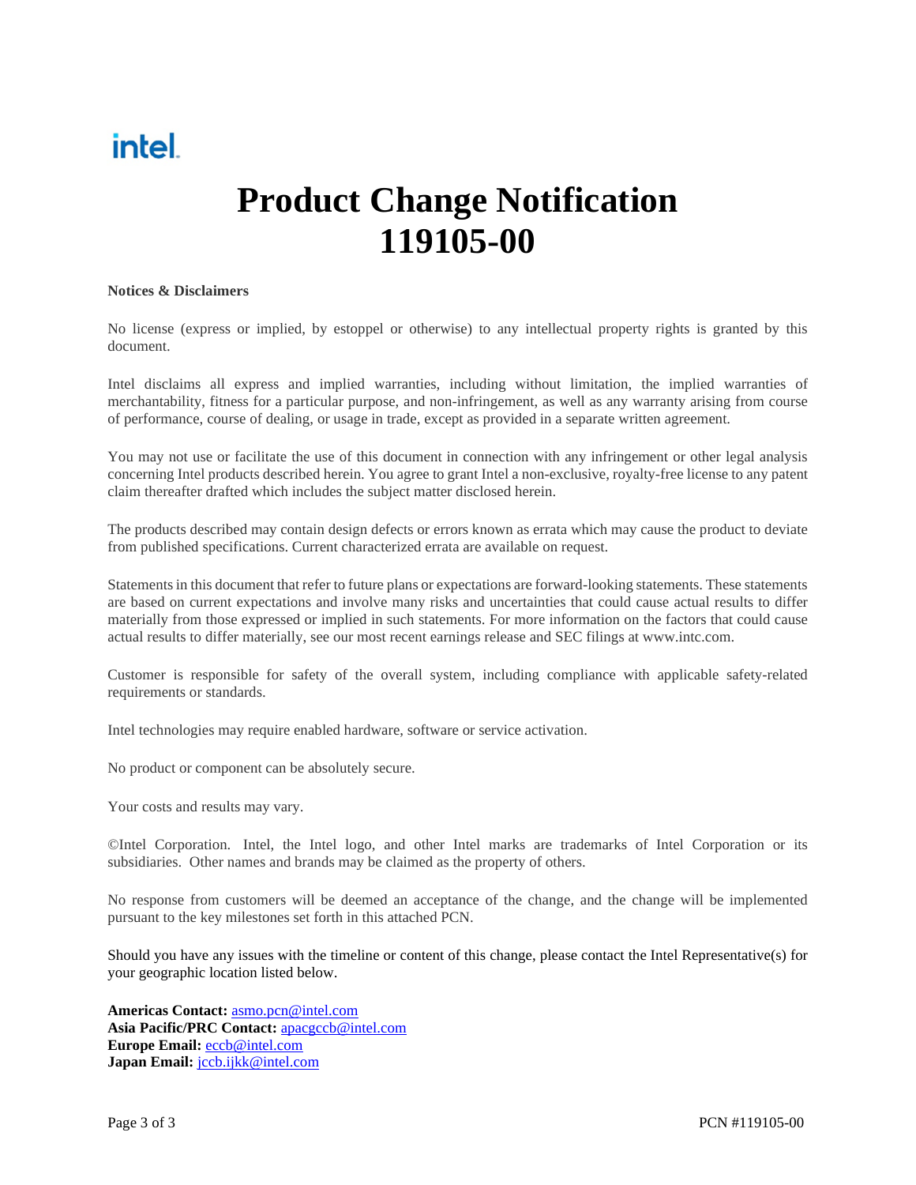intel.

# Product Change Notification 119105-00

**Notices & Disclaimers**

No license (express or implied, by estoppel or otherwise) to any intellectual property rights is granted by this document.

Intel disclaims all express and implied warranties, including without limitation, the implied warranties of merchantability, fitness for a particular purpose, and non-infringement, as well as any warranty arising from course of performance, course of dealing, or usage in trade, except as provided in a separate written agreement.

You may not use or facilitate the use of this document in connection with any infringement or other legal analysis concerning Intel products described herein. You agree to grant Intel a non-exclusive, royalty-free license to any patent claim thereafter drafted which includes the subject matter disclosed herein.

The products described may contain design defects or errors known as errata which may cause the product to deviate from published specifications. Current characterized errata are available on request.

Statements in this document that refer to future plans or expectations are forward-looking statements. These statements are based on current expectations and involve many risks and uncertainties that could cause actual results to differ materially from those expressed or implied in such statements. For more information on the factors that could cause actual results to differ materially, see our most recent earnings release and SEC filings at www.intc.com.

Customer is responsible for safety of the overall system, including compliance with applicable safety-related requirements or standards.

Intel technologies may require enabled hardware, software or service activation.

No product or component can be absolutely secure.

Your costs and results may vary.

©Intel Corporation. Intel, the Intel logo, and other Intel marks are trademarks of Intel Corporation or its subsidiaries. Other names and brands may be claimed as the property of others.

No response from customers will be deemed an acceptance of the change, and the change will be implemented pursuant to the key milestones set forth in this attached PCN.

Should you have any issues with the timeline or content of this change, please contact the Intel Representative(s) for your geographic location listed below.

**Americas Contact:** asmo.pcn@intel.com
**Asia Pacific/PRC Contact:** apacgccb@intel.com
**Europe Email:** eccb@intel.com
**Japan Email:** jccb.ijkk@intel.com